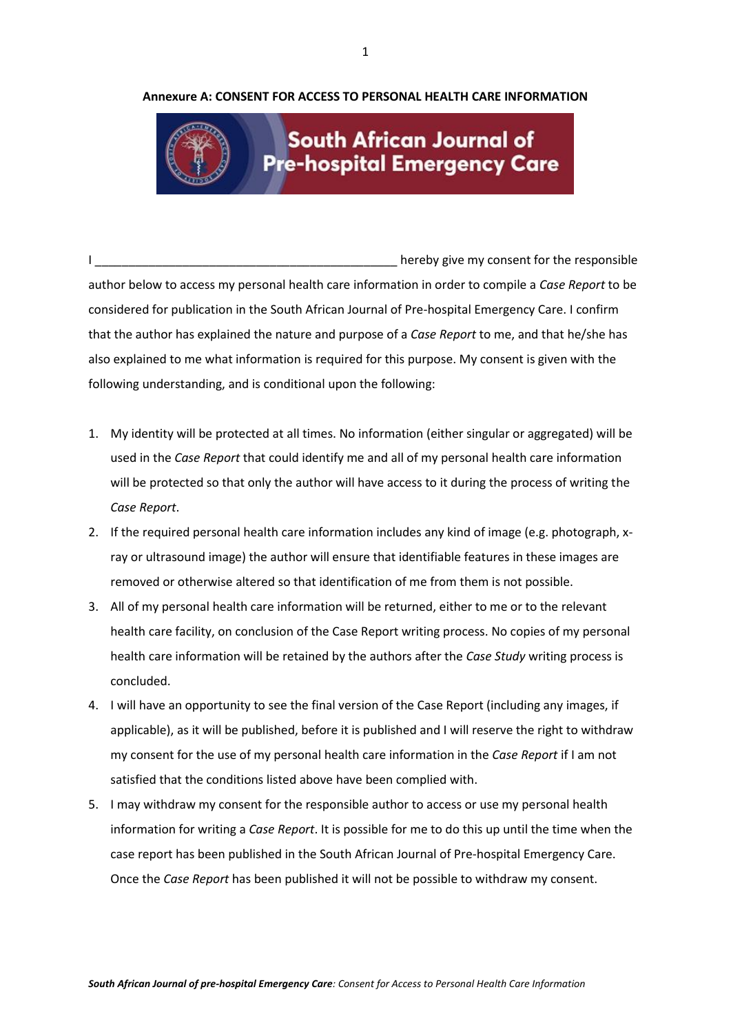**Annexure A: CONSENT FOR ACCESS TO PERSONAL HEALTH CARE INFORMATION**

South African Journal of Pre-hospital Emergency Care

I ______________________________________________ hereby give my consent for the responsible author below to access my personal health care information in order to compile a *Case Report* to be considered for publication in the South African Journal of Pre-hospital Emergency Care. I confirm that the author has explained the nature and purpose of a *Case Report* to me, and that he/she has also explained to me what information is required for this purpose. My consent is given with the following understanding, and is conditional upon the following:

1. My identity will be protected at all times. No information (either singular or aggregated) will be used in the *Case Report* that could identify me and all of my personal health care information will be protected so that only the author will have access to it during the process of writing the *Case Report*.
2. If the required personal health care information includes any kind of image (e.g. photograph, x-ray or ultrasound image) the author will ensure that identifiable features in these images are removed or otherwise altered so that identification of me from them is not possible.
3. All of my personal health care information will be returned, either to me or to the relevant health care facility, on conclusion of the Case Report writing process. No copies of my personal health care information will be retained by the authors after the *Case Study* writing process is concluded.
4. I will have an opportunity to see the final version of the Case Report (including any images, if applicable), as it will be published, before it is published and I will reserve the right to withdraw my consent for the use of my personal health care information in the *Case Report* if I am not satisfied that the conditions listed above have been complied with.
5. I may withdraw my consent for the responsible author to access or use my personal health information for writing a *Case Report*. It is possible for me to do this up until the time when the case report has been published in the South African Journal of Pre-hospital Emergency Care. Once the *Case Report* has been published it will not be possible to withdraw my consent.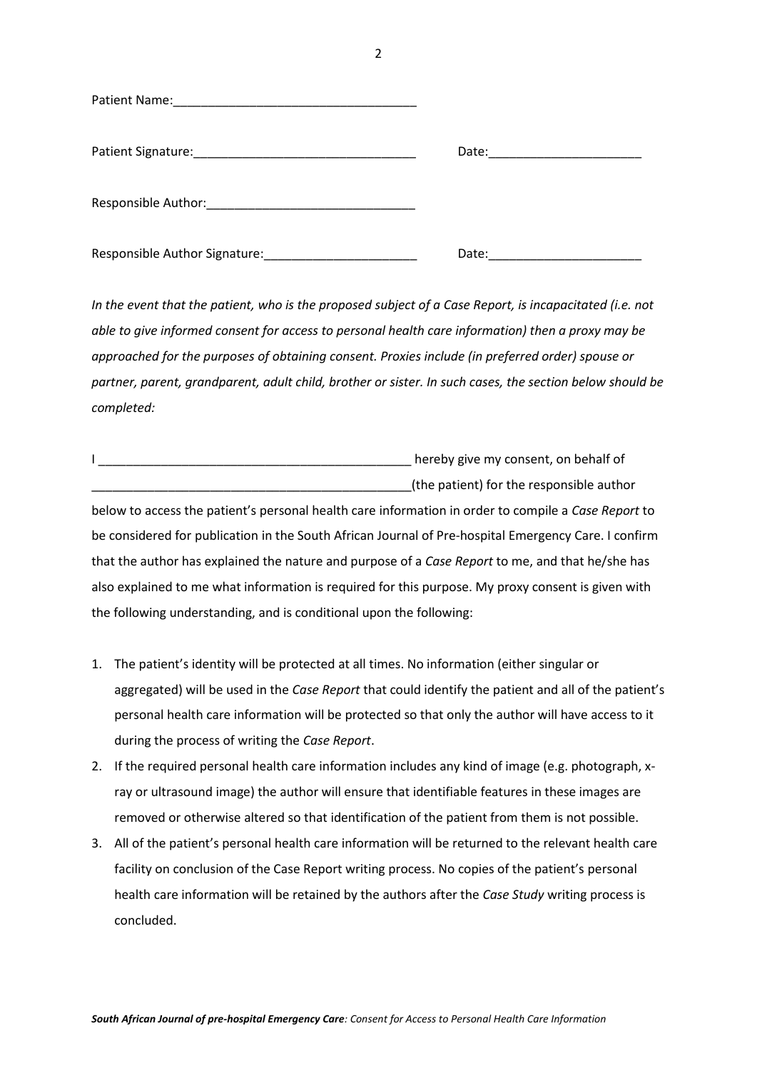Patient Name:___________________________________

Patient Signature:________________________________ Date:______________________

Responsible Author:______________________________

Responsible Author Signature:______________________ Date:______________________

*In the event that the patient, who is the proposed subject of a Case Report, is incapacitated (i.e. not able to give informed consent for access to personal health care information) then a proxy may be approached for the purposes of obtaining consent. Proxies include (in preferred order) spouse or partner, parent, grandparent, adult child, brother or sister. In such cases, the section below should be completed:*

I ______________________________________________ hereby give my consent, on behalf of ________________________________________________(the patient) for the responsible author below to access the patient's personal health care information in order to compile a *Case Report* to be considered for publication in the South African Journal of Pre-hospital Emergency Care. I confirm that the author has explained the nature and purpose of a *Case Report* to me, and that he/she has also explained to me what information is required for this purpose. My proxy consent is given with the following understanding, and is conditional upon the following:

1. The patient's identity will be protected at all times. No information (either singular or aggregated) will be used in the *Case Report* that could identify the patient and all of the patient's personal health care information will be protected so that only the author will have access to it during the process of writing the *Case Report*.
2. If the required personal health care information includes any kind of image (e.g. photograph, x-ray or ultrasound image) the author will ensure that identifiable features in these images are removed or otherwise altered so that identification of the patient from them is not possible.
3. All of the patient's personal health care information will be returned to the relevant health care facility on conclusion of the Case Report writing process. No copies of the patient's personal health care information will be retained by the authors after the *Case Study* writing process is concluded.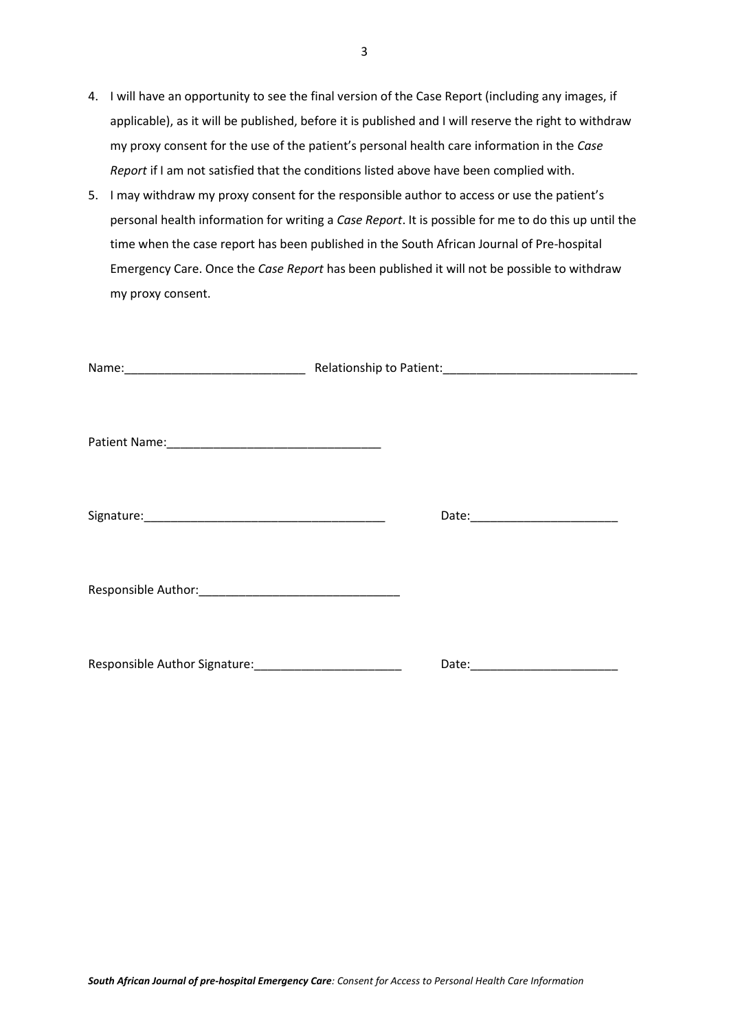4. I will have an opportunity to see the final version of the Case Report (including any images, if applicable), as it will be published, before it is published and I will reserve the right to withdraw my proxy consent for the use of the patient's personal health care information in the *Case Report* if I am not satisfied that the conditions listed above have been complied with.
5. I may withdraw my proxy consent for the responsible author to access or use the patient's personal health information for writing a *Case Report*. It is possible for me to do this up until the time when the case report has been published in the South African Journal of Pre-hospital Emergency Care. Once the *Case Report* has been published it will not be possible to withdraw my proxy consent.

Name:___________________________ Relationship to Patient:____________________________

Patient Name:_______________________________

Signature:____________________________________ Date:_____________________

Responsible Author:_____________________________

Responsible Author Signature:______________________ Date:_____________________